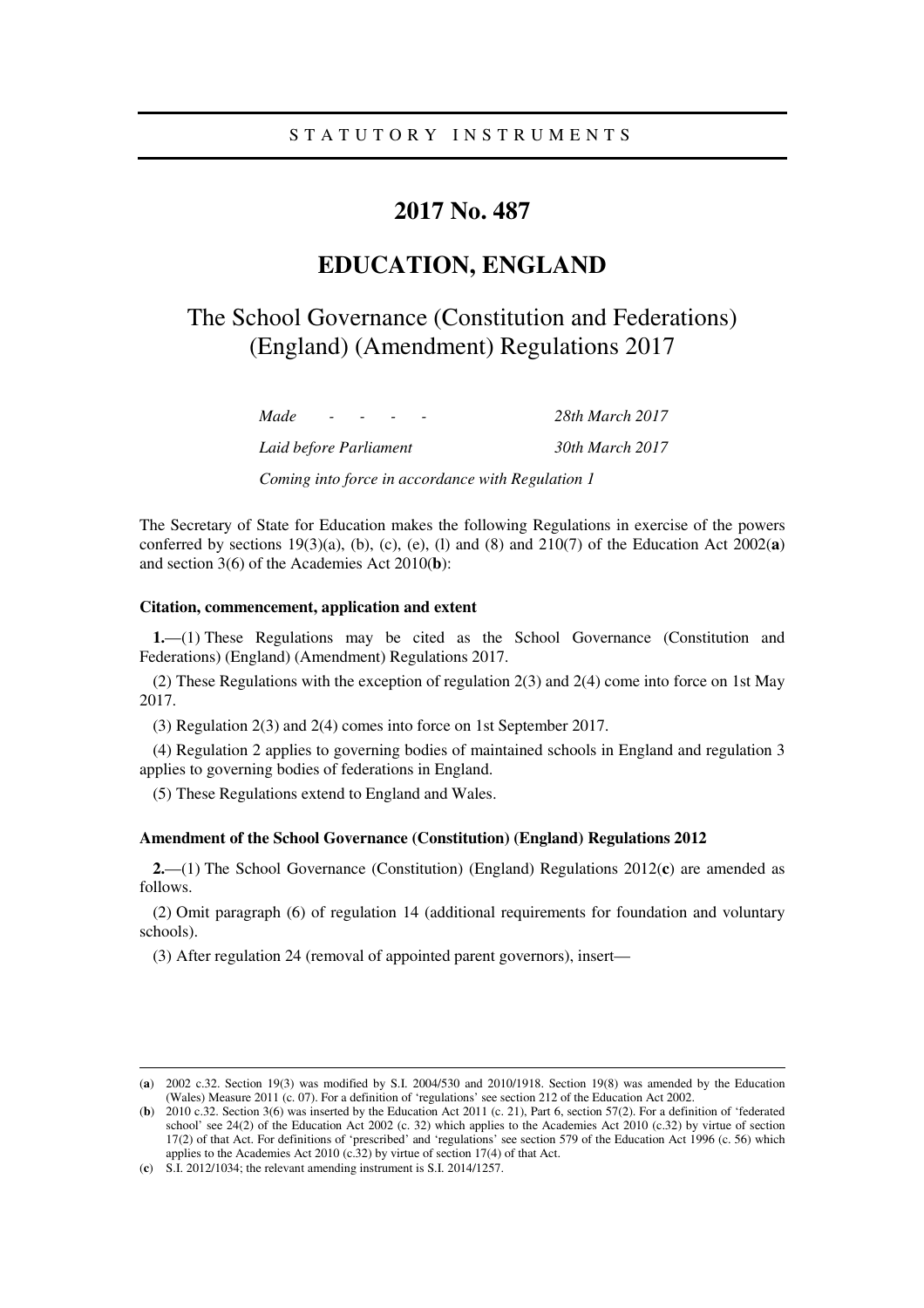STATUTORY INSTRUMENTS

# 2017 No. 487

# EDUCATION, ENGLAND

## The School Governance (Constitution and Federations) (England) (Amendment) Regulations 2017

| | |
|---|---|
| *Made - - - -* | *28th March 2017* |
| *Laid before Parliament* | *30th March 2017* |
| *Coming into force in accordance with Regulation 1* | |

The Secretary of State for Education makes the following Regulations in exercise of the powers conferred by sections 19(3)(a), (b), (c), (e), (l) and (8) and 210(7) of the Education Act 2002(**a**) and section 3(6) of the Academies Act 2010(**b**):

**Citation, commencement, application and extent**

**1.**—(1) These Regulations may be cited as the School Governance (Constitution and Federations) (England) (Amendment) Regulations 2017.

(2) These Regulations with the exception of regulation 2(3) and 2(4) come into force on 1st May 2017.

(3) Regulation 2(3) and 2(4) comes into force on 1st September 2017.

(4) Regulation 2 applies to governing bodies of maintained schools in England and regulation 3 applies to governing bodies of federations in England.

(5) These Regulations extend to England and Wales.

**Amendment of the School Governance (Constitution) (England) Regulations 2012**

**2.**—(1) The School Governance (Constitution) (England) Regulations 2012(**c**) are amended as follows.

(2) Omit paragraph (6) of regulation 14 (additional requirements for foundation and voluntary schools).

(3) After regulation 24 (removal of appointed parent governors), insert—

---

(**a**) 2002 c.32. Section 19(3) was modified by S.I. 2004/530 and 2010/1918. Section 19(8) was amended by the Education (Wales) Measure 2011 (c. 07). For a definition of 'regulations' see section 212 of the Education Act 2002.

(**b**) 2010 c.32. Section 3(6) was inserted by the Education Act 2011 (c. 21), Part 6, section 57(2). For a definition of 'federated school' see 24(2) of the Education Act 2002 (c. 32) which applies to the Academies Act 2010 (c.32) by virtue of section 17(2) of that Act. For definitions of 'prescribed' and 'regulations' see section 579 of the Education Act 1996 (c. 56) which applies to the Academies Act 2010 (c.32) by virtue of section 17(4) of that Act.

(**c**) S.I. 2012/1034; the relevant amending instrument is S.I. 2014/1257.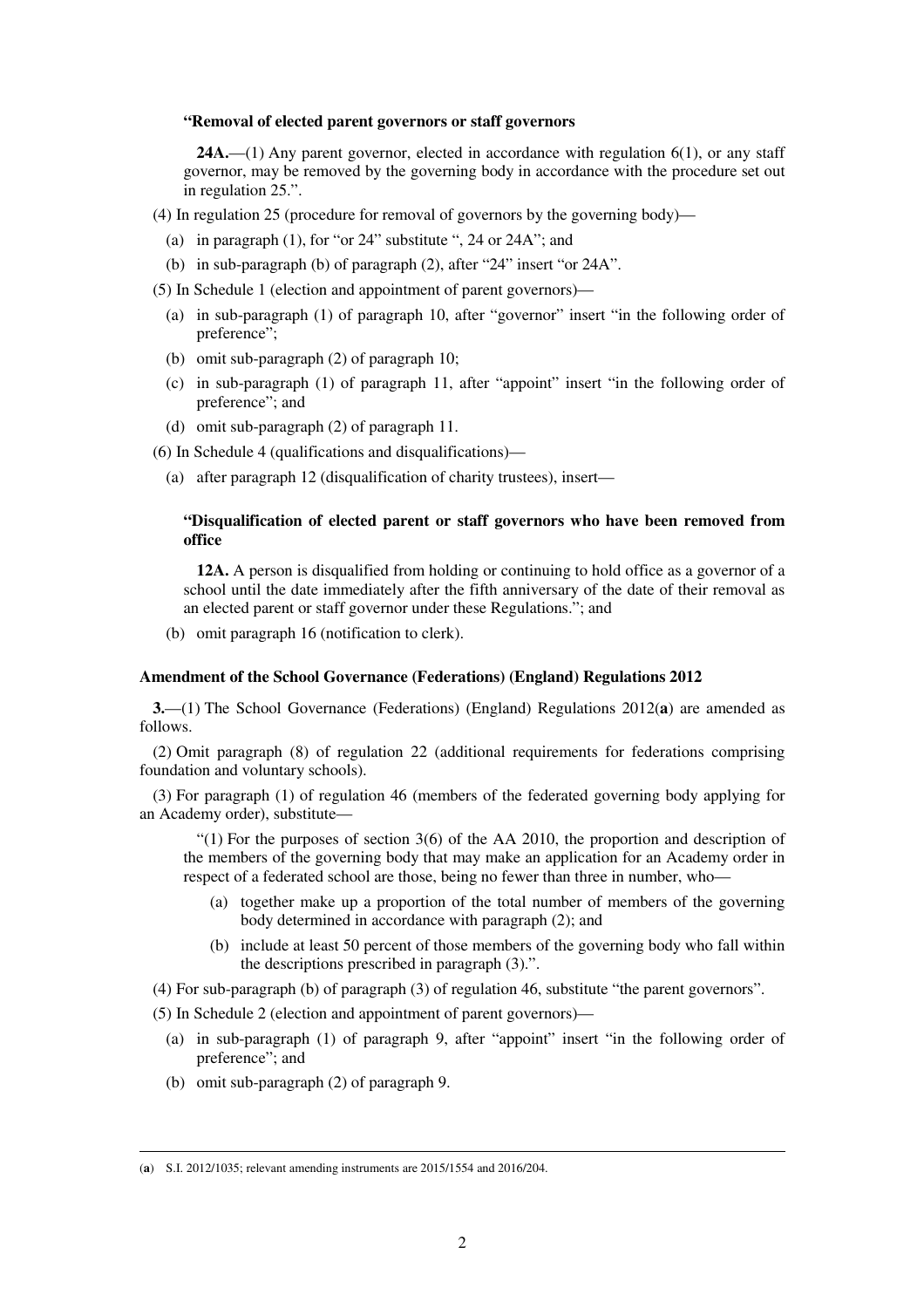**"Removal of elected parent governors or staff governors**

**24A.**—(1) Any parent governor, elected in accordance with regulation 6(1), or any staff governor, may be removed by the governing body in accordance with the procedure set out in regulation 25.".

(4) In regulation 25 (procedure for removal of governors by the governing body)—

(a) in paragraph (1), for "or 24" substitute ", 24 or 24A"; and

(b) in sub-paragraph (b) of paragraph (2), after "24" insert "or 24A".

(5) In Schedule 1 (election and appointment of parent governors)—

(a) in sub-paragraph (1) of paragraph 10, after "governor" insert "in the following order of preference";

(b) omit sub-paragraph (2) of paragraph 10;

(c) in sub-paragraph (1) of paragraph 11, after "appoint" insert "in the following order of preference"; and

(d) omit sub-paragraph (2) of paragraph 11.

(6) In Schedule 4 (qualifications and disqualifications)—

(a) after paragraph 12 (disqualification of charity trustees), insert—

**"Disqualification of elected parent or staff governors who have been removed from office**

**12A.** A person is disqualified from holding or continuing to hold office as a governor of a school until the date immediately after the fifth anniversary of the date of their removal as an elected parent or staff governor under these Regulations."; and

(b) omit paragraph 16 (notification to clerk).

**Amendment of the School Governance (Federations) (England) Regulations 2012**

**3.**—(1) The School Governance (Federations) (England) Regulations 2012(**a**) are amended as follows.

(2) Omit paragraph (8) of regulation 22 (additional requirements for federations comprising foundation and voluntary schools).

(3) For paragraph (1) of regulation 46 (members of the federated governing body applying for an Academy order), substitute—

"(1) For the purposes of section 3(6) of the AA 2010, the proportion and description of the members of the governing body that may make an application for an Academy order in respect of a federated school are those, being no fewer than three in number, who—

(a) together make up a proportion of the total number of members of the governing body determined in accordance with paragraph (2); and

(b) include at least 50 percent of those members of the governing body who fall within the descriptions prescribed in paragraph (3).".

(4) For sub-paragraph (b) of paragraph (3) of regulation 46, substitute "the parent governors".

(5) In Schedule 2 (election and appointment of parent governors)—

(a) in sub-paragraph (1) of paragraph 9, after "appoint" insert "in the following order of preference"; and

(b) omit sub-paragraph (2) of paragraph 9.

---

(**a**) S.I. 2012/1035; relevant amending instruments are 2015/1554 and 2016/204.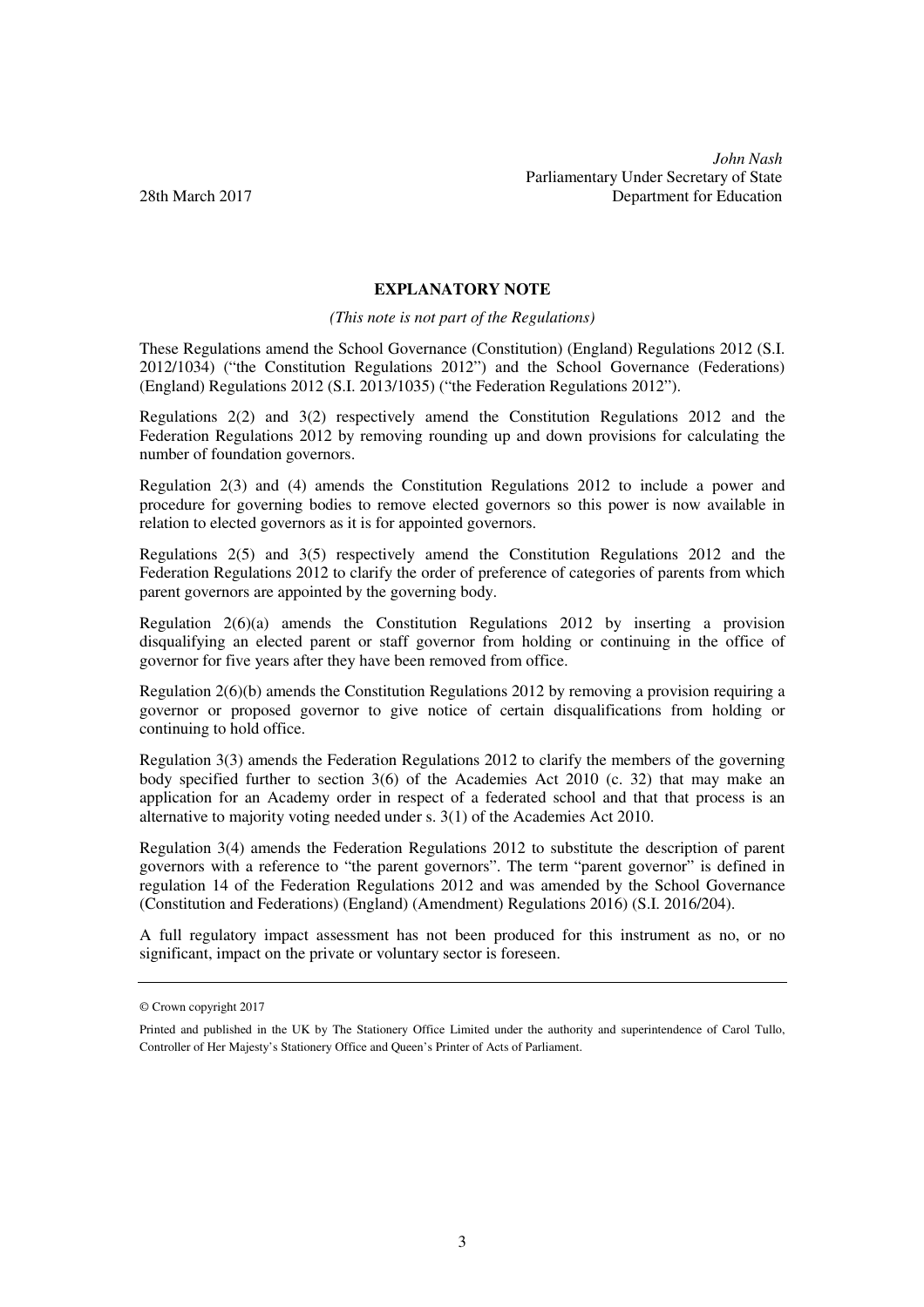*John Nash*
Parliamentary Under Secretary of State
28th March 2017 Department for Education

## EXPLANATORY NOTE

*(This note is not part of the Regulations)*

These Regulations amend the School Governance (Constitution) (England) Regulations 2012 (S.I. 2012/1034) ("the Constitution Regulations 2012") and the School Governance (Federations) (England) Regulations 2012 (S.I. 2013/1035) ("the Federation Regulations 2012").

Regulations 2(2) and 3(2) respectively amend the Constitution Regulations 2012 and the Federation Regulations 2012 by removing rounding up and down provisions for calculating the number of foundation governors.

Regulation 2(3) and (4) amends the Constitution Regulations 2012 to include a power and procedure for governing bodies to remove elected governors so this power is now available in relation to elected governors as it is for appointed governors.

Regulations 2(5) and 3(5) respectively amend the Constitution Regulations 2012 and the Federation Regulations 2012 to clarify the order of preference of categories of parents from which parent governors are appointed by the governing body.

Regulation 2(6)(a) amends the Constitution Regulations 2012 by inserting a provision disqualifying an elected parent or staff governor from holding or continuing in the office of governor for five years after they have been removed from office.

Regulation 2(6)(b) amends the Constitution Regulations 2012 by removing a provision requiring a governor or proposed governor to give notice of certain disqualifications from holding or continuing to hold office.

Regulation 3(3) amends the Federation Regulations 2012 to clarify the members of the governing body specified further to section 3(6) of the Academies Act 2010 (c. 32) that may make an application for an Academy order in respect of a federated school and that that process is an alternative to majority voting needed under s. 3(1) of the Academies Act 2010.

Regulation 3(4) amends the Federation Regulations 2012 to substitute the description of parent governors with a reference to "the parent governors". The term "parent governor" is defined in regulation 14 of the Federation Regulations 2012 and was amended by the School Governance (Constitution and Federations) (England) (Amendment) Regulations 2016) (S.I. 2016/204).

A full regulatory impact assessment has not been produced for this instrument as no, or no significant, impact on the private or voluntary sector is foreseen.

---

© Crown copyright 2017

Printed and published in the UK by The Stationery Office Limited under the authority and superintendence of Carol Tullo, Controller of Her Majesty's Stationery Office and Queen's Printer of Acts of Parliament.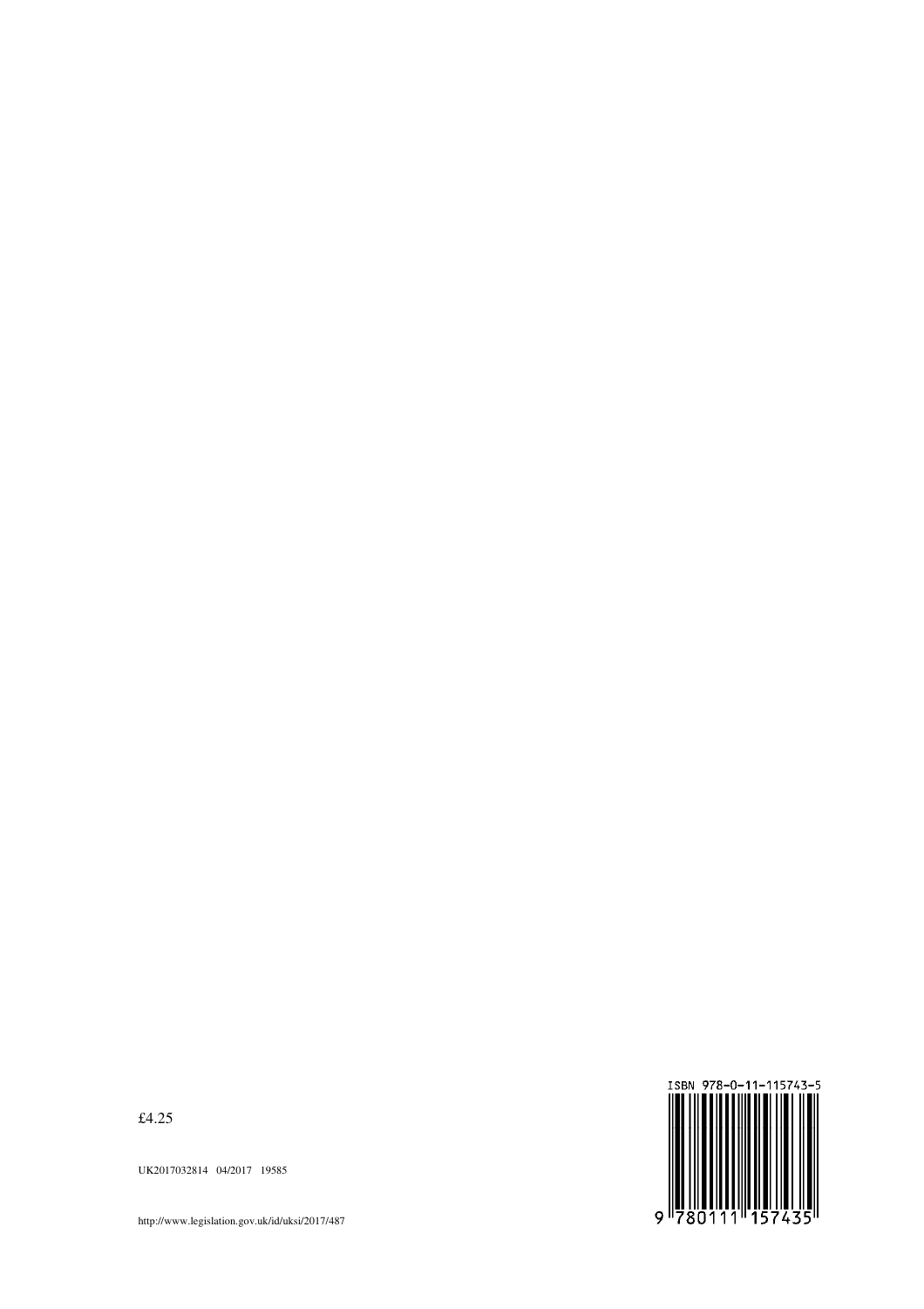£4.25

UK2017032814 04/2017 19585

http://www.legislation.gov.uk/id/uksi/2017/487

ISBN 978-0-11-115743-5

9 780111 157435